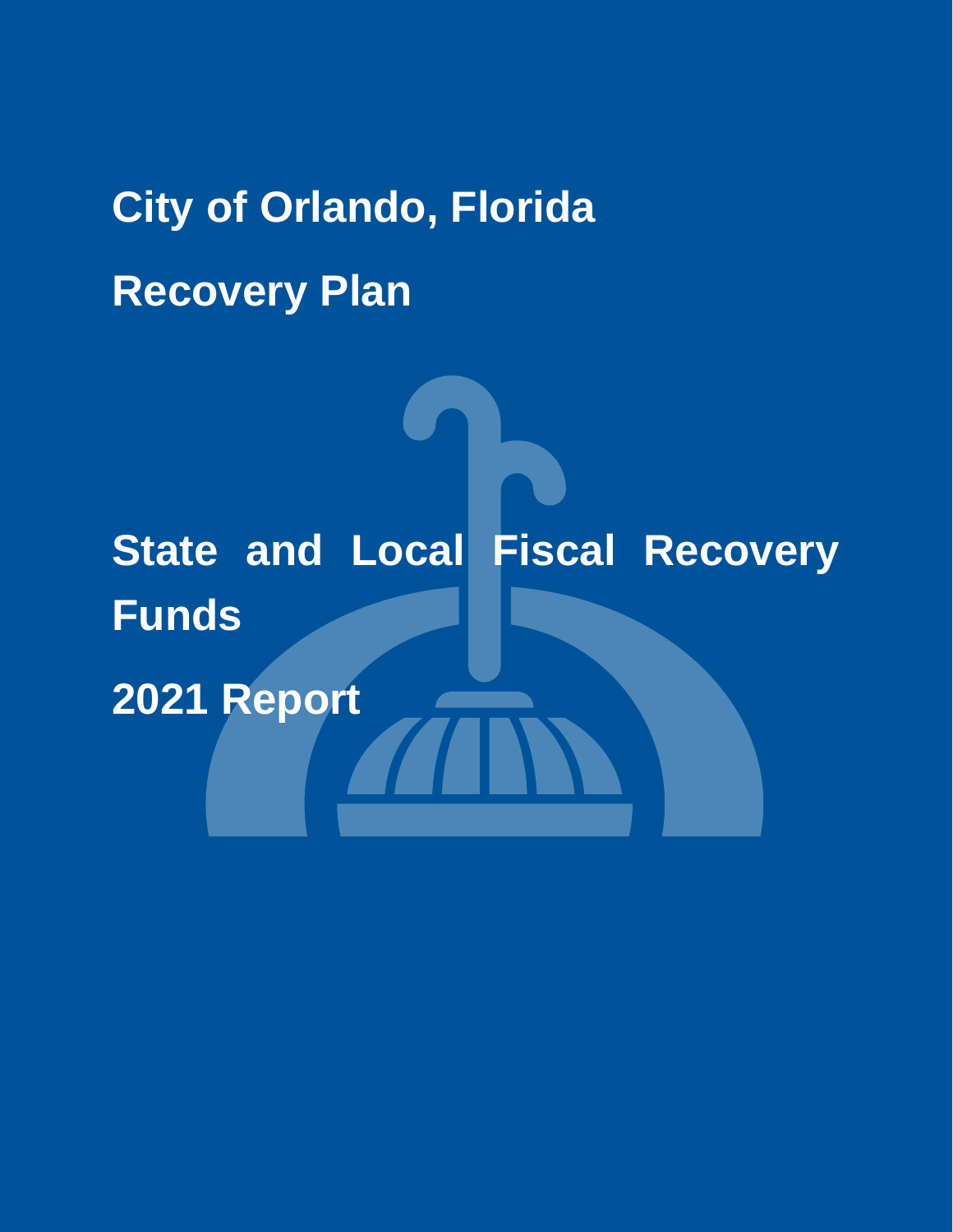# City of Orlando, Florida

# Recovery Plan

# State and Local Fiscal Recovery Funds

# 2021 Report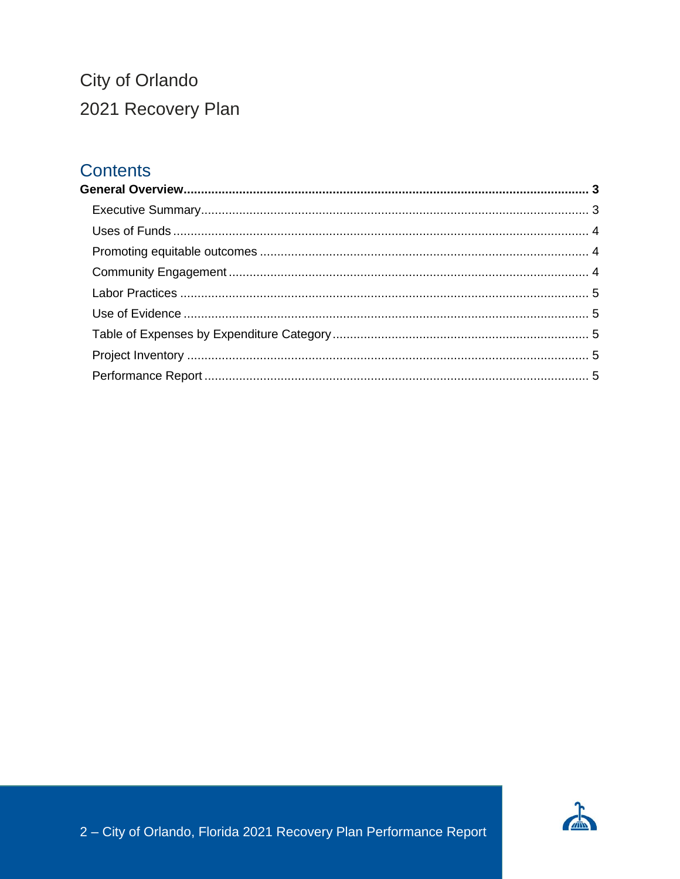# City of Orlando

# 2021 Recovery Plan

## Contents

**General Overview** .......... **3**

- Executive Summary .......... 3
- Uses of Funds .......... 4
- Promoting equitable outcomes .......... 4
- Community Engagement .......... 4
- Labor Practices .......... 5
- Use of Evidence .......... 5
- Table of Expenses by Expenditure Category .......... 5
- Project Inventory .......... 5
- Performance Report .......... 5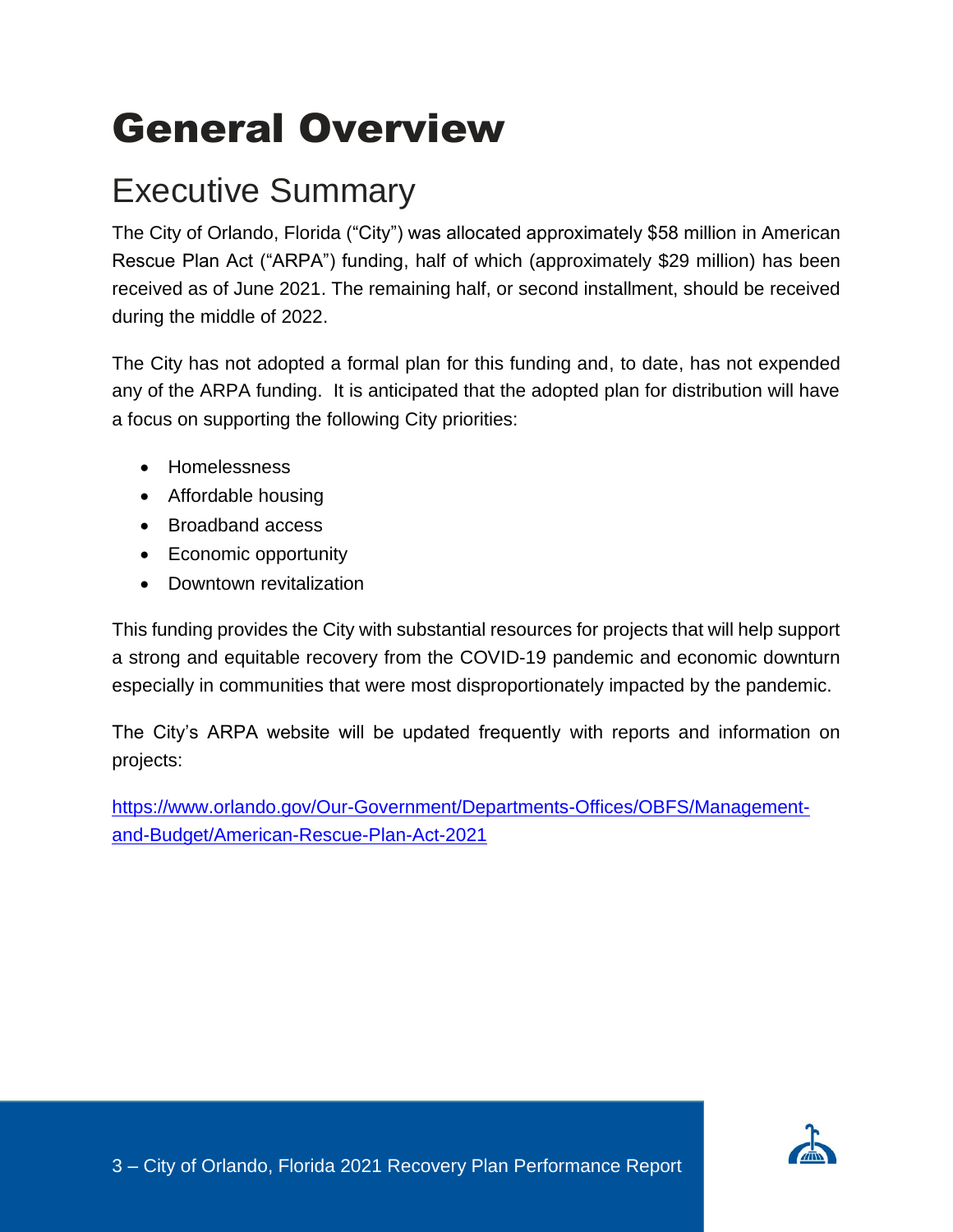# General Overview

## Executive Summary

The City of Orlando, Florida ("City") was allocated approximately $58 million in American Rescue Plan Act ("ARPA") funding, half of which (approximately $29 million) has been received as of June 2021. The remaining half, or second installment, should be received during the middle of 2022.

The City has not adopted a formal plan for this funding and, to date, has not expended any of the ARPA funding. It is anticipated that the adopted plan for distribution will have a focus on supporting the following City priorities:

- Homelessness
- Affordable housing
- Broadband access
- Economic opportunity
- Downtown revitalization

This funding provides the City with substantial resources for projects that will help support a strong and equitable recovery from the COVID-19 pandemic and economic downturn especially in communities that were most disproportionately impacted by the pandemic.

The City's ARPA website will be updated frequently with reports and information on projects:

[https://www.orlando.gov/Our-Government/Departments-Offices/OBFS/Management-and-Budget/American-Rescue-Plan-Act-2021](https://www.orlando.gov/Our-Government/Departments-Offices/OBFS/Management-and-Budget/American-Rescue-Plan-Act-2021)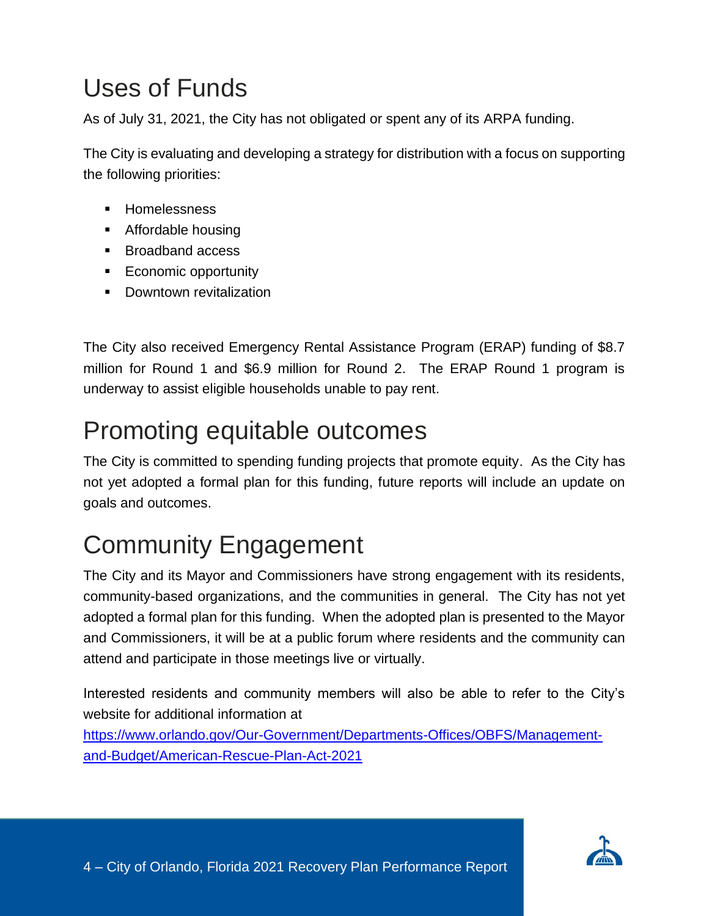# Uses of Funds

As of July 31, 2021, the City has not obligated or spent any of its ARPA funding.

The City is evaluating and developing a strategy for distribution with a focus on supporting the following priorities:

- Homelessness
- Affordable housing
- Broadband access
- Economic opportunity
- Downtown revitalization

The City also received Emergency Rental Assistance Program (ERAP) funding of $8.7 million for Round 1 and $6.9 million for Round 2. The ERAP Round 1 program is underway to assist eligible households unable to pay rent.

# Promoting equitable outcomes

The City is committed to spending funding projects that promote equity. As the City has not yet adopted a formal plan for this funding, future reports will include an update on goals and outcomes.

# Community Engagement

The City and its Mayor and Commissioners have strong engagement with its residents, community-based organizations, and the communities in general. The City has not yet adopted a formal plan for this funding. When the adopted plan is presented to the Mayor and Commissioners, it will be at a public forum where residents and the community can attend and participate in those meetings live or virtually.

Interested residents and community members will also be able to refer to the City's website for additional information at [https://www.orlando.gov/Our-Government/Departments-Offices/OBFS/Management-and-Budget/American-Rescue-Plan-Act-2021](https://www.orlando.gov/Our-Government/Departments-Offices/OBFS/Management-and-Budget/American-Rescue-Plan-Act-2021)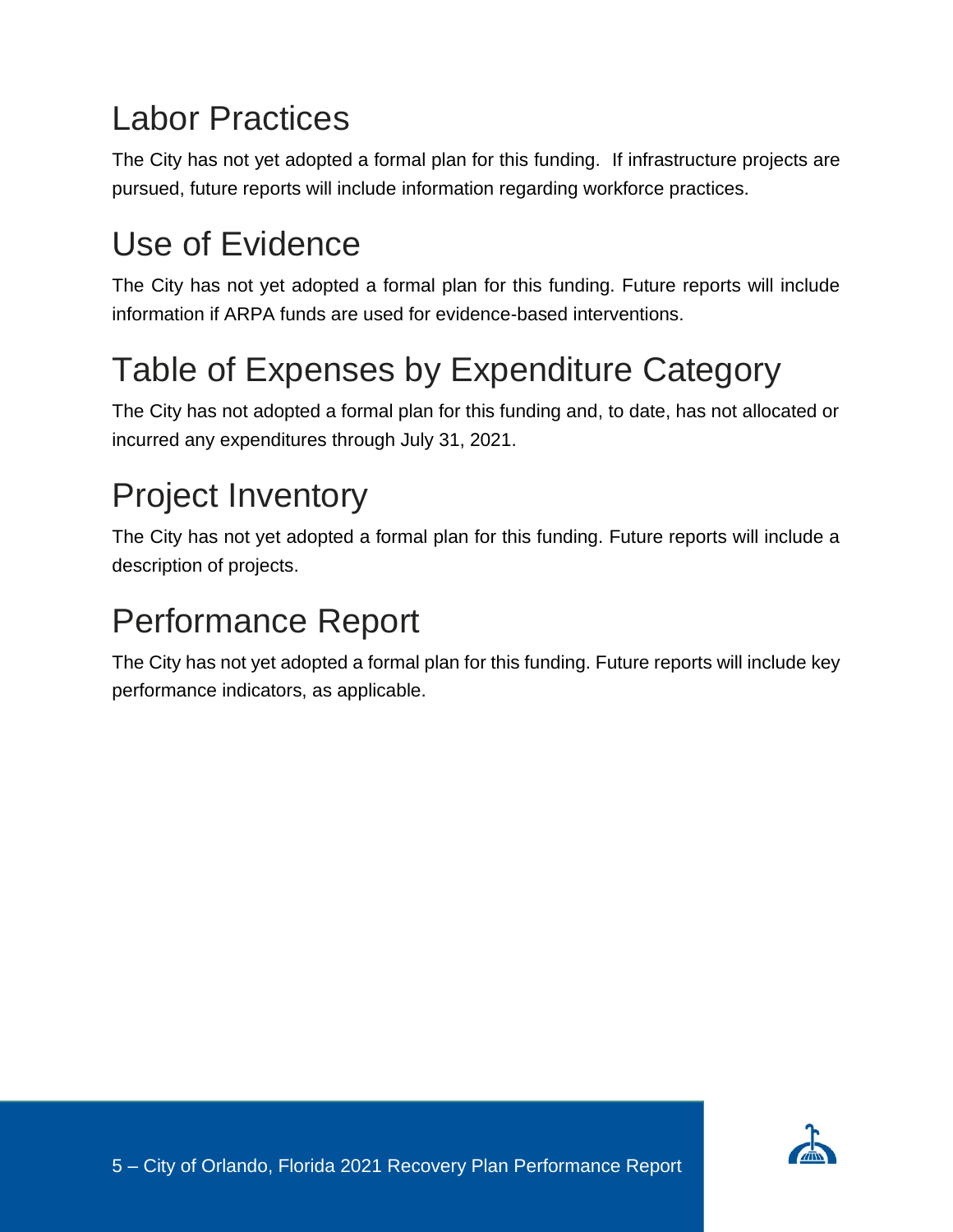## Labor Practices

The City has not yet adopted a formal plan for this funding. If infrastructure projects are pursued, future reports will include information regarding workforce practices.

## Use of Evidence

The City has not yet adopted a formal plan for this funding. Future reports will include information if ARPA funds are used for evidence-based interventions.

## Table of Expenses by Expenditure Category

The City has not adopted a formal plan for this funding and, to date, has not allocated or incurred any expenditures through July 31, 2021.

## Project Inventory

The City has not yet adopted a formal plan for this funding. Future reports will include a description of projects.

## Performance Report

The City has not yet adopted a formal plan for this funding. Future reports will include key performance indicators, as applicable.